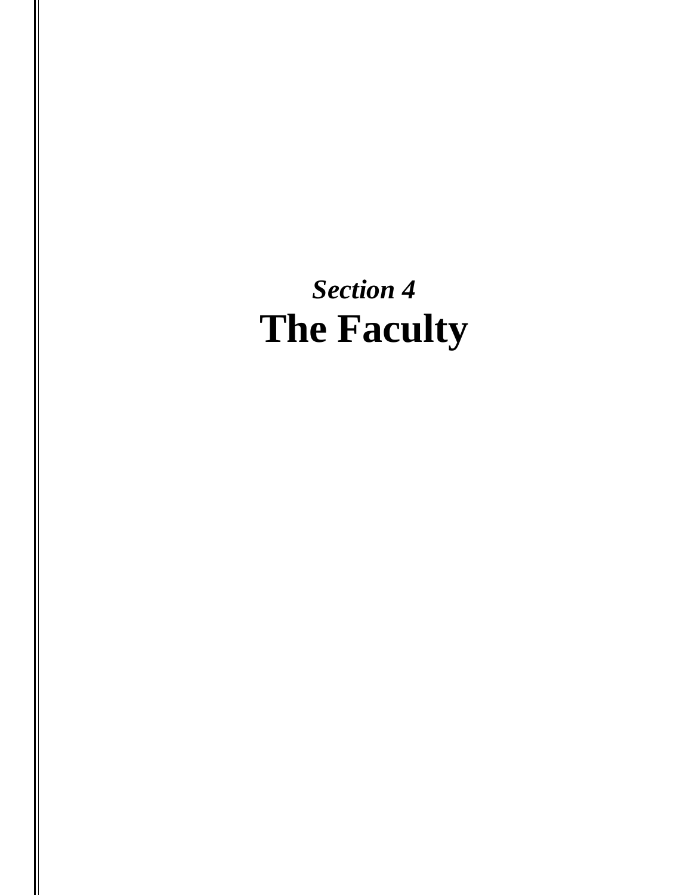*Section 4*

# The Faculty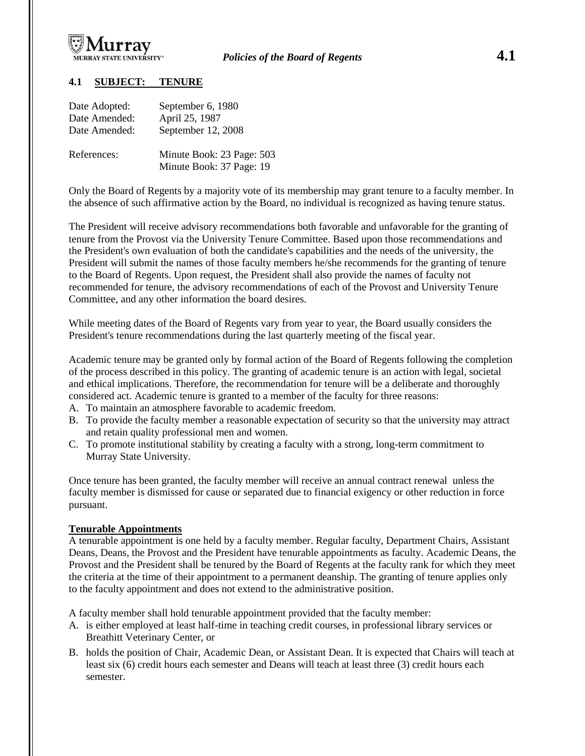## 4.1 SUBJECT: TENURE

Date Adopted: September 6, 1980
Date Amended: April 25, 1987
Date Amended: September 12, 2008

References: Minute Book: 23 Page: 503
Minute Book: 37 Page: 19

Only the Board of Regents by a majority vote of its membership may grant tenure to a faculty member. In the absence of such affirmative action by the Board, no individual is recognized as having tenure status.

The President will receive advisory recommendations both favorable and unfavorable for the granting of tenure from the Provost via the University Tenure Committee. Based upon those recommendations and the President's own evaluation of both the candidate's capabilities and the needs of the university, the President will submit the names of those faculty members he/she recommends for the granting of tenure to the Board of Regents. Upon request, the President shall also provide the names of faculty not recommended for tenure, the advisory recommendations of each of the Provost and University Tenure Committee, and any other information the board desires.

While meeting dates of the Board of Regents vary from year to year, the Board usually considers the President's tenure recommendations during the last quarterly meeting of the fiscal year.

Academic tenure may be granted only by formal action of the Board of Regents following the completion of the process described in this policy. The granting of academic tenure is an action with legal, societal and ethical implications. Therefore, the recommendation for tenure will be a deliberate and thoroughly considered act. Academic tenure is granted to a member of the faculty for three reasons:

A. To maintain an atmosphere favorable to academic freedom.
B. To provide the faculty member a reasonable expectation of security so that the university may attract and retain quality professional men and women.
C. To promote institutional stability by creating a faculty with a strong, long-term commitment to Murray State University.

Once tenure has been granted, the faculty member will receive an annual contract renewal unless the faculty member is dismissed for cause or separated due to financial exigency or other reduction in force pursuant.

**Tenurable Appointments**

A tenurable appointment is one held by a faculty member. Regular faculty, Department Chairs, Assistant Deans, Deans, the Provost and the President have tenurable appointments as faculty. Academic Deans, the Provost and the President shall be tenured by the Board of Regents at the faculty rank for which they meet the criteria at the time of their appointment to a permanent deanship. The granting of tenure applies only to the faculty appointment and does not extend to the administrative position.

A faculty member shall hold tenurable appointment provided that the faculty member:

A. is either employed at least half-time in teaching credit courses, in professional library services or Breathitt Veterinary Center, or
B. holds the position of Chair, Academic Dean, or Assistant Dean. It is expected that Chairs will teach at least six (6) credit hours each semester and Deans will teach at least three (3) credit hours each semester.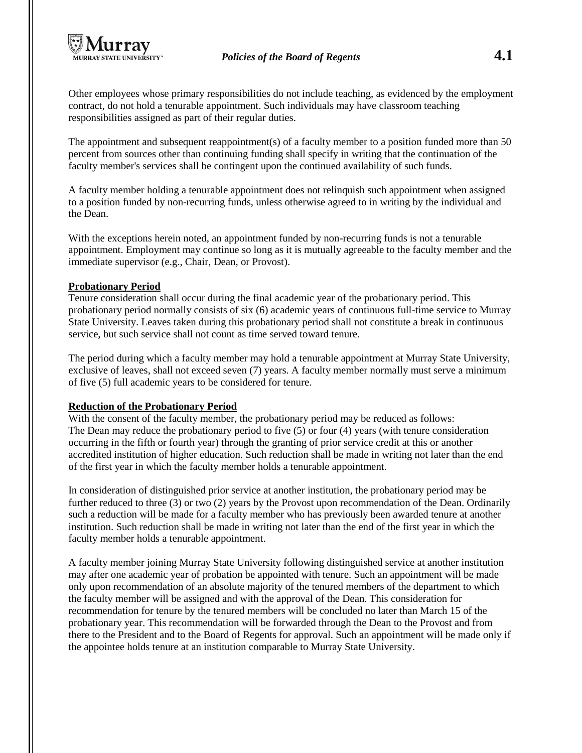Other employees whose primary responsibilities do not include teaching, as evidenced by the employment contract, do not hold a tenurable appointment. Such individuals may have classroom teaching responsibilities assigned as part of their regular duties.

The appointment and subsequent reappointment(s) of a faculty member to a position funded more than 50 percent from sources other than continuing funding shall specify in writing that the continuation of the faculty member's services shall be contingent upon the continued availability of such funds.

A faculty member holding a tenurable appointment does not relinquish such appointment when assigned to a position funded by non-recurring funds, unless otherwise agreed to in writing by the individual and the Dean.

With the exceptions herein noted, an appointment funded by non-recurring funds is not a tenurable appointment. Employment may continue so long as it is mutually agreeable to the faculty member and the immediate supervisor (e.g., Chair, Dean, or Provost).

**Probationary Period**

Tenure consideration shall occur during the final academic year of the probationary period. This probationary period normally consists of six (6) academic years of continuous full-time service to Murray State University. Leaves taken during this probationary period shall not constitute a break in continuous service, but such service shall not count as time served toward tenure.

The period during which a faculty member may hold a tenurable appointment at Murray State University, exclusive of leaves, shall not exceed seven (7) years. A faculty member normally must serve a minimum of five (5) full academic years to be considered for tenure.

**Reduction of the Probationary Period**

With the consent of the faculty member, the probationary period may be reduced as follows:
The Dean may reduce the probationary period to five (5) or four (4) years (with tenure consideration occurring in the fifth or fourth year) through the granting of prior service credit at this or another accredited institution of higher education. Such reduction shall be made in writing not later than the end of the first year in which the faculty member holds a tenurable appointment.

In consideration of distinguished prior service at another institution, the probationary period may be further reduced to three (3) or two (2) years by the Provost upon recommendation of the Dean. Ordinarily such a reduction will be made for a faculty member who has previously been awarded tenure at another institution. Such reduction shall be made in writing not later than the end of the first year in which the faculty member holds a tenurable appointment.

A faculty member joining Murray State University following distinguished service at another institution may after one academic year of probation be appointed with tenure. Such an appointment will be made only upon recommendation of an absolute majority of the tenured members of the department to which the faculty member will be assigned and with the approval of the Dean. This consideration for recommendation for tenure by the tenured members will be concluded no later than March 15 of the probationary year. This recommendation will be forwarded through the Dean to the Provost and from there to the President and to the Board of Regents for approval. Such an appointment will be made only if the appointee holds tenure at an institution comparable to Murray State University.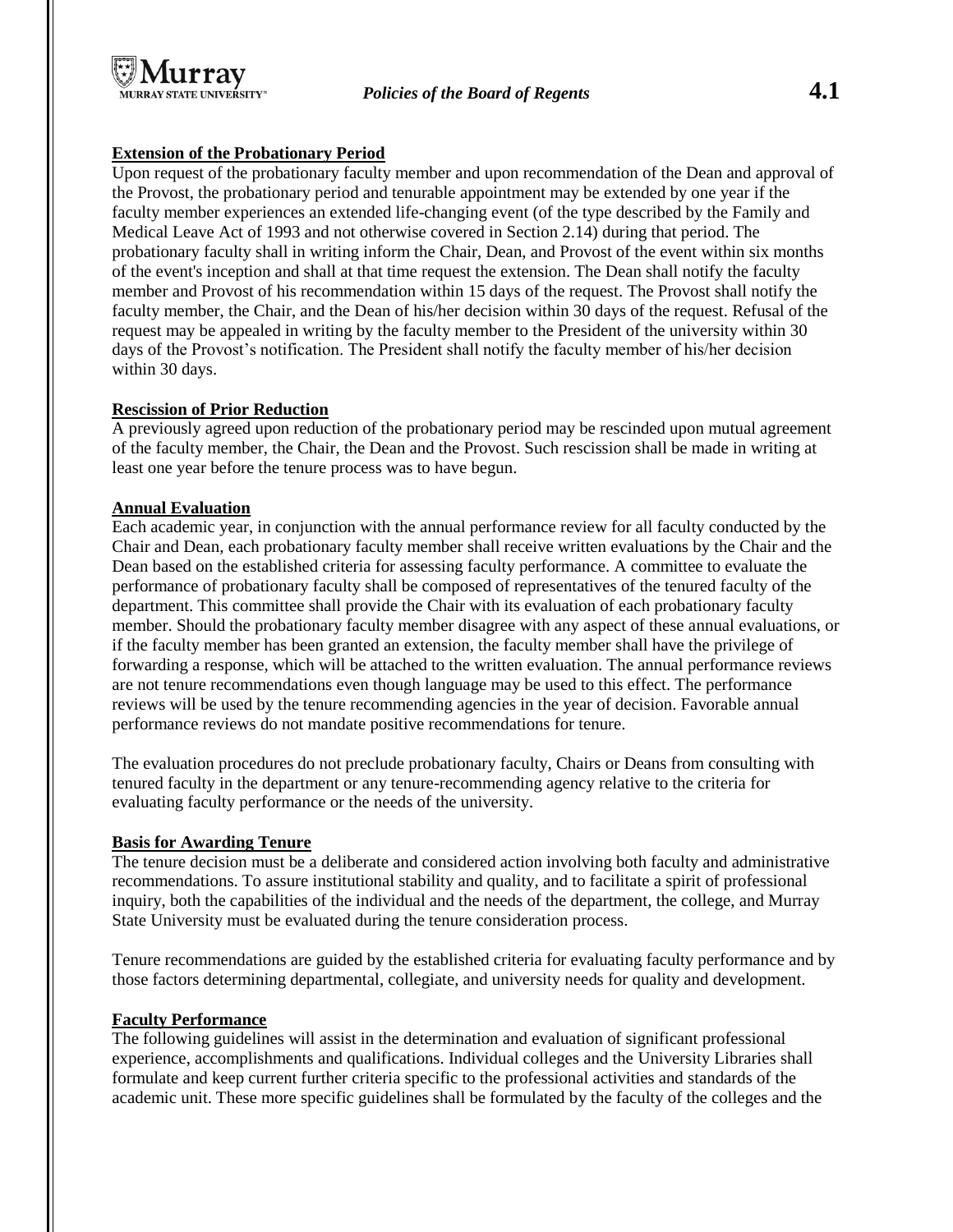**Extension of the Probationary Period**

Upon request of the probationary faculty member and upon recommendation of the Dean and approval of the Provost, the probationary period and tenurable appointment may be extended by one year if the faculty member experiences an extended life-changing event (of the type described by the Family and Medical Leave Act of 1993 and not otherwise covered in Section 2.14) during that period. The probationary faculty shall in writing inform the Chair, Dean, and Provost of the event within six months of the event's inception and shall at that time request the extension. The Dean shall notify the faculty member and Provost of his recommendation within 15 days of the request. The Provost shall notify the faculty member, the Chair, and the Dean of his/her decision within 30 days of the request. Refusal of the request may be appealed in writing by the faculty member to the President of the university within 30 days of the Provost's notification. The President shall notify the faculty member of his/her decision within 30 days.

**Rescission of Prior Reduction**

A previously agreed upon reduction of the probationary period may be rescinded upon mutual agreement of the faculty member, the Chair, the Dean and the Provost. Such rescission shall be made in writing at least one year before the tenure process was to have begun.

**Annual Evaluation**

Each academic year, in conjunction with the annual performance review for all faculty conducted by the Chair and Dean, each probationary faculty member shall receive written evaluations by the Chair and the Dean based on the established criteria for assessing faculty performance. A committee to evaluate the performance of probationary faculty shall be composed of representatives of the tenured faculty of the department. This committee shall provide the Chair with its evaluation of each probationary faculty member. Should the probationary faculty member disagree with any aspect of these annual evaluations, or if the faculty member has been granted an extension, the faculty member shall have the privilege of forwarding a response, which will be attached to the written evaluation. The annual performance reviews are not tenure recommendations even though language may be used to this effect. The performance reviews will be used by the tenure recommending agencies in the year of decision. Favorable annual performance reviews do not mandate positive recommendations for tenure.

The evaluation procedures do not preclude probationary faculty, Chairs or Deans from consulting with tenured faculty in the department or any tenure-recommending agency relative to the criteria for evaluating faculty performance or the needs of the university.

**Basis for Awarding Tenure**

The tenure decision must be a deliberate and considered action involving both faculty and administrative recommendations. To assure institutional stability and quality, and to facilitate a spirit of professional inquiry, both the capabilities of the individual and the needs of the department, the college, and Murray State University must be evaluated during the tenure consideration process.

Tenure recommendations are guided by the established criteria for evaluating faculty performance and by those factors determining departmental, collegiate, and university needs for quality and development.

**Faculty Performance**

The following guidelines will assist in the determination and evaluation of significant professional experience, accomplishments and qualifications. Individual colleges and the University Libraries shall formulate and keep current further criteria specific to the professional activities and standards of the academic unit. These more specific guidelines shall be formulated by the faculty of the colleges and the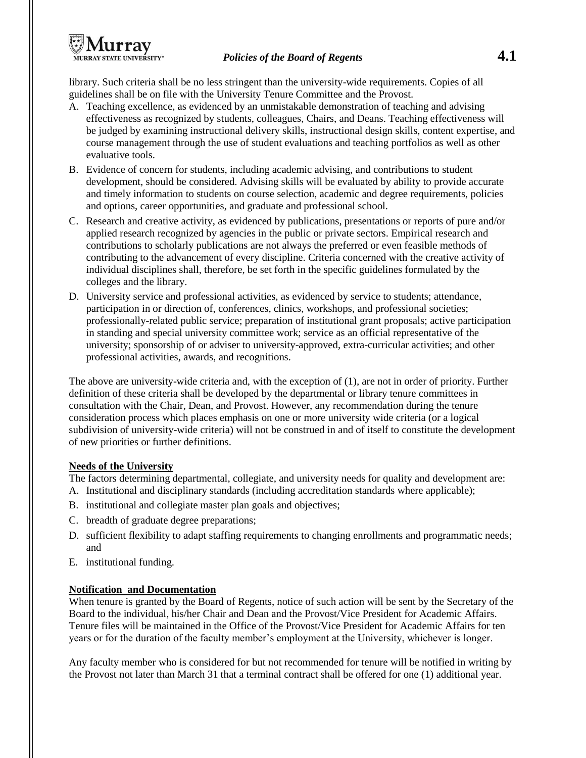library. Such criteria shall be no less stringent than the university-wide requirements. Copies of all guidelines shall be on file with the University Tenure Committee and the Provost.

A. Teaching excellence, as evidenced by an unmistakable demonstration of teaching and advising effectiveness as recognized by students, colleagues, Chairs, and Deans. Teaching effectiveness will be judged by examining instructional delivery skills, instructional design skills, content expertise, and course management through the use of student evaluations and teaching portfolios as well as other evaluative tools.
B. Evidence of concern for students, including academic advising, and contributions to student development, should be considered. Advising skills will be evaluated by ability to provide accurate and timely information to students on course selection, academic and degree requirements, policies and options, career opportunities, and graduate and professional school.
C. Research and creative activity, as evidenced by publications, presentations or reports of pure and/or applied research recognized by agencies in the public or private sectors. Empirical research and contributions to scholarly publications are not always the preferred or even feasible methods of contributing to the advancement of every discipline. Criteria concerned with the creative activity of individual disciplines shall, therefore, be set forth in the specific guidelines formulated by the colleges and the library.
D. University service and professional activities, as evidenced by service to students; attendance, participation in or direction of, conferences, clinics, workshops, and professional societies; professionally-related public service; preparation of institutional grant proposals; active participation in standing and special university committee work; service as an official representative of the university; sponsorship of or adviser to university-approved, extra-curricular activities; and other professional activities, awards, and recognitions.

The above are university-wide criteria and, with the exception of (1), are not in order of priority. Further definition of these criteria shall be developed by the departmental or library tenure committees in consultation with the Chair, Dean, and Provost. However, any recommendation during the tenure consideration process which places emphasis on one or more university wide criteria (or a logical subdivision of university-wide criteria) will not be construed in and of itself to constitute the development of new priorities or further definitions.

**Needs of the University**

The factors determining departmental, collegiate, and university needs for quality and development are:

A. Institutional and disciplinary standards (including accreditation standards where applicable);
B. institutional and collegiate master plan goals and objectives;
C. breadth of graduate degree preparations;
D. sufficient flexibility to adapt staffing requirements to changing enrollments and programmatic needs; and
E. institutional funding.

**Notification and Documentation**

When tenure is granted by the Board of Regents, notice of such action will be sent by the Secretary of the Board to the individual, his/her Chair and Dean and the Provost/Vice President for Academic Affairs. Tenure files will be maintained in the Office of the Provost/Vice President for Academic Affairs for ten years or for the duration of the faculty member's employment at the University, whichever is longer.

Any faculty member who is considered for but not recommended for tenure will be notified in writing by the Provost not later than March 31 that a terminal contract shall be offered for one (1) additional year.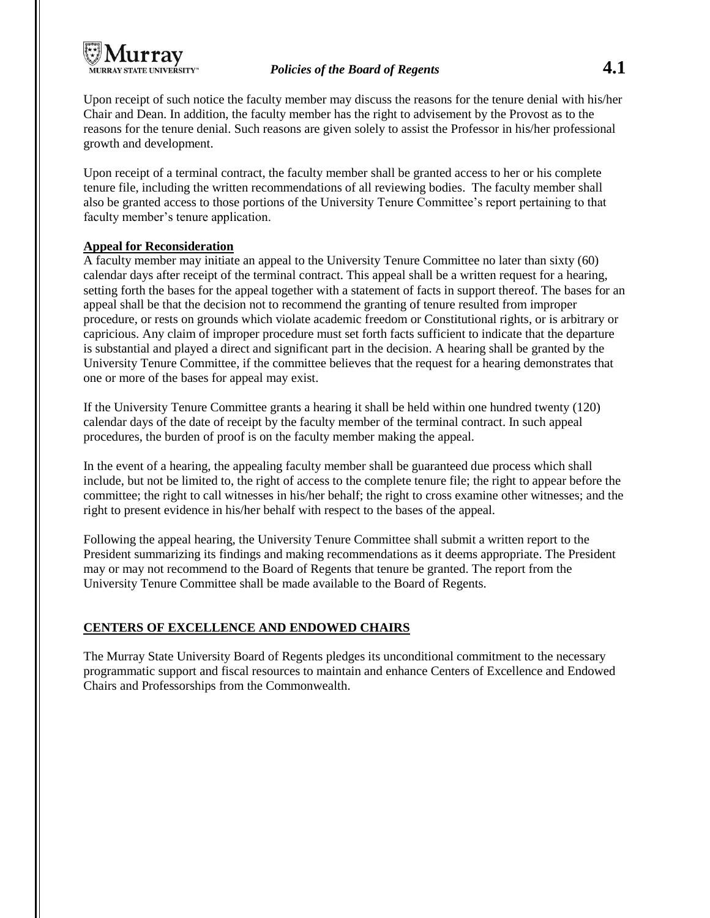Upon receipt of such notice the faculty member may discuss the reasons for the tenure denial with his/her Chair and Dean. In addition, the faculty member has the right to advisement by the Provost as to the reasons for the tenure denial. Such reasons are given solely to assist the Professor in his/her professional growth and development.

Upon receipt of a terminal contract, the faculty member shall be granted access to her or his complete tenure file, including the written recommendations of all reviewing bodies. The faculty member shall also be granted access to those portions of the University Tenure Committee's report pertaining to that faculty member's tenure application.

**Appeal for Reconsideration**

A faculty member may initiate an appeal to the University Tenure Committee no later than sixty (60) calendar days after receipt of the terminal contract. This appeal shall be a written request for a hearing, setting forth the bases for the appeal together with a statement of facts in support thereof. The bases for an appeal shall be that the decision not to recommend the granting of tenure resulted from improper procedure, or rests on grounds which violate academic freedom or Constitutional rights, or is arbitrary or capricious. Any claim of improper procedure must set forth facts sufficient to indicate that the departure is substantial and played a direct and significant part in the decision. A hearing shall be granted by the University Tenure Committee, if the committee believes that the request for a hearing demonstrates that one or more of the bases for appeal may exist.

If the University Tenure Committee grants a hearing it shall be held within one hundred twenty (120) calendar days of the date of receipt by the faculty member of the terminal contract. In such appeal procedures, the burden of proof is on the faculty member making the appeal.

In the event of a hearing, the appealing faculty member shall be guaranteed due process which shall include, but not be limited to, the right of access to the complete tenure file; the right to appear before the committee; the right to call witnesses in his/her behalf; the right to cross examine other witnesses; and the right to present evidence in his/her behalf with respect to the bases of the appeal.

Following the appeal hearing, the University Tenure Committee shall submit a written report to the President summarizing its findings and making recommendations as it deems appropriate. The President may or may not recommend to the Board of Regents that tenure be granted. The report from the University Tenure Committee shall be made available to the Board of Regents.

**CENTERS OF EXCELLENCE AND ENDOWED CHAIRS**

The Murray State University Board of Regents pledges its unconditional commitment to the necessary programmatic support and fiscal resources to maintain and enhance Centers of Excellence and Endowed Chairs and Professorships from the Commonwealth.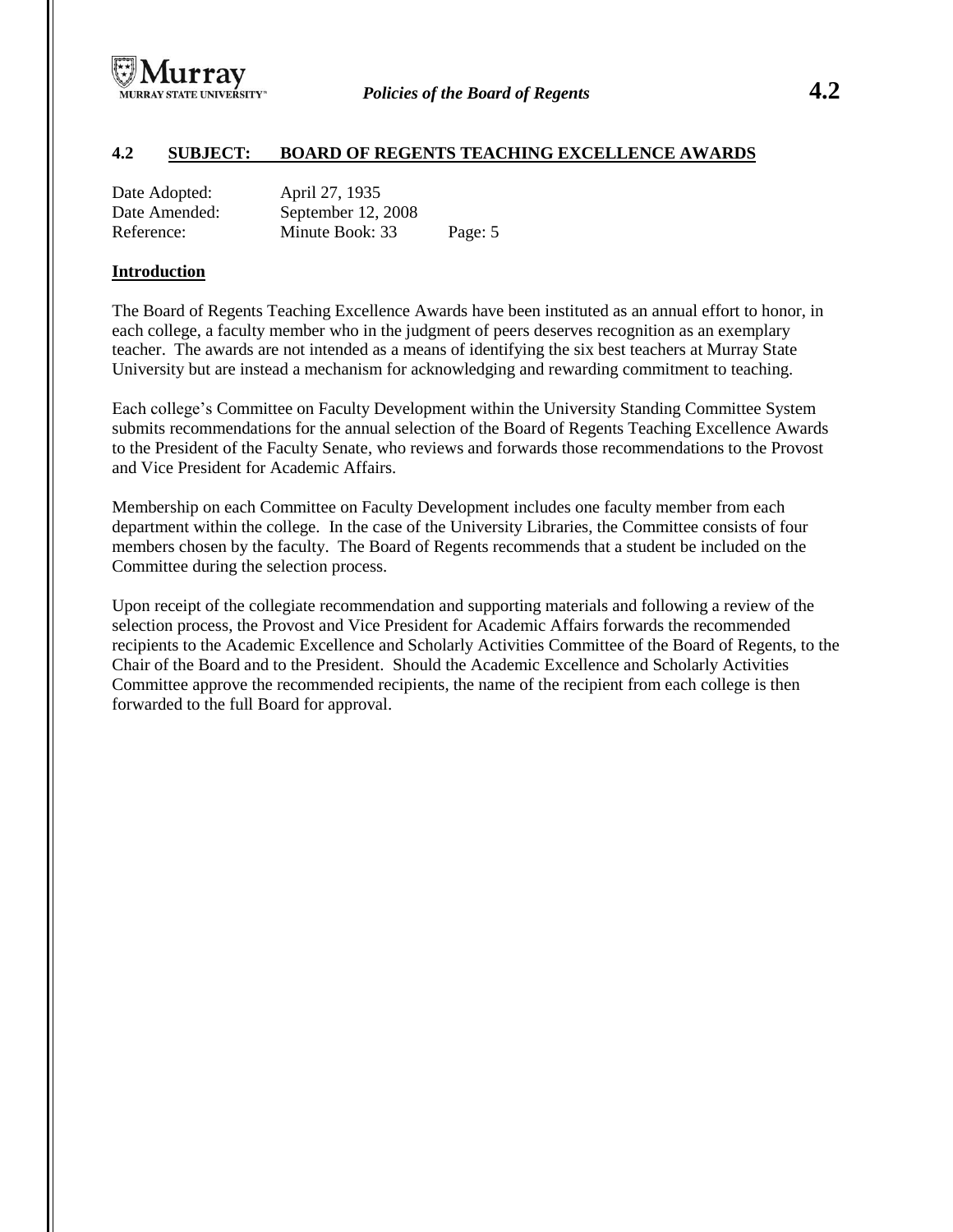## 4.2 SUBJECT: BOARD OF REGENTS TEACHING EXCELLENCE AWARDS

| | | |
|---|---|---|
| Date Adopted: | April 27, 1935 | |
| Date Amended: | September 12, 2008 | |
| Reference: | Minute Book: 33 | Page: 5 |

### Introduction

The Board of Regents Teaching Excellence Awards have been instituted as an annual effort to honor, in each college, a faculty member who in the judgment of peers deserves recognition as an exemplary teacher. The awards are not intended as a means of identifying the six best teachers at Murray State University but are instead a mechanism for acknowledging and rewarding commitment to teaching.

Each college's Committee on Faculty Development within the University Standing Committee System submits recommendations for the annual selection of the Board of Regents Teaching Excellence Awards to the President of the Faculty Senate, who reviews and forwards those recommendations to the Provost and Vice President for Academic Affairs.

Membership on each Committee on Faculty Development includes one faculty member from each department within the college. In the case of the University Libraries, the Committee consists of four members chosen by the faculty. The Board of Regents recommends that a student be included on the Committee during the selection process.

Upon receipt of the collegiate recommendation and supporting materials and following a review of the selection process, the Provost and Vice President for Academic Affairs forwards the recommended recipients to the Academic Excellence and Scholarly Activities Committee of the Board of Regents, to the Chair of the Board and to the President. Should the Academic Excellence and Scholarly Activities Committee approve the recommended recipients, the name of the recipient from each college is then forwarded to the full Board for approval.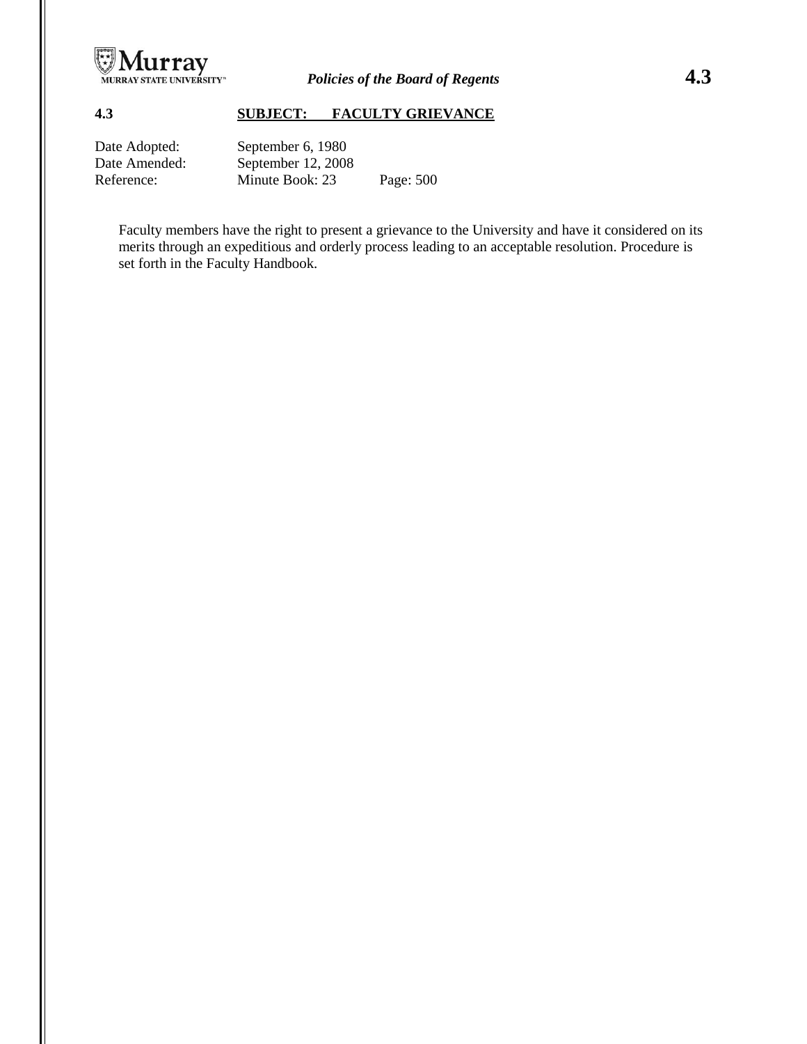## 4.3 SUBJECT: FACULTY GRIEVANCE

| | | |
|---|---|---|
| Date Adopted: | September 6, 1980 | |
| Date Amended: | September 12, 2008 | |
| Reference: | Minute Book: 23 | Page: 500 |

Faculty members have the right to present a grievance to the University and have it considered on its merits through an expeditious and orderly process leading to an acceptable resolution. Procedure is set forth in the Faculty Handbook.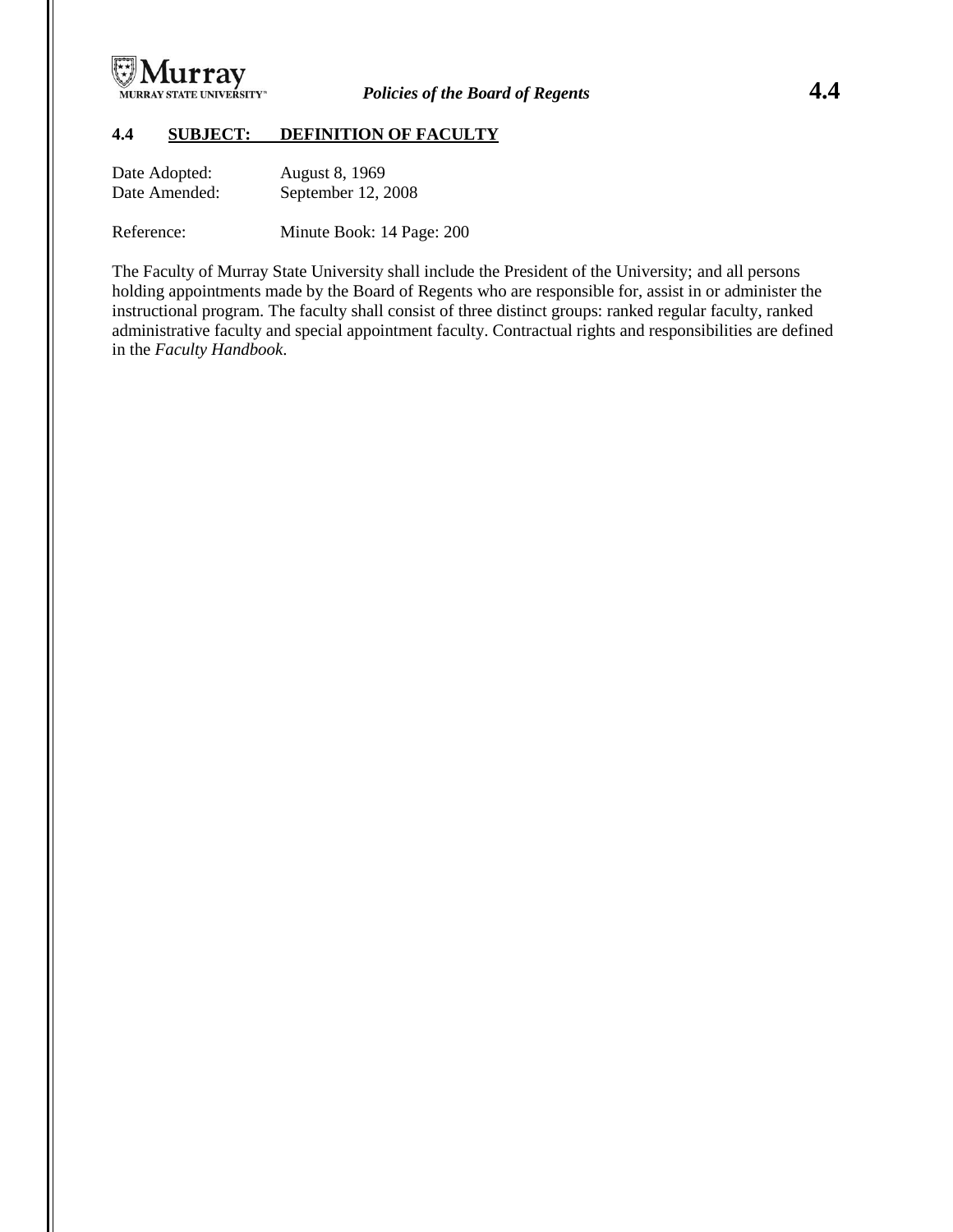## 4.4 SUBJECT: DEFINITION OF FACULTY

Date Adopted: August 8, 1969
Date Amended: September 12, 2008

Reference: Minute Book: 14 Page: 200

The Faculty of Murray State University shall include the President of the University; and all persons holding appointments made by the Board of Regents who are responsible for, assist in or administer the instructional program. The faculty shall consist of three distinct groups: ranked regular faculty, ranked administrative faculty and special appointment faculty. Contractual rights and responsibilities are defined in the *Faculty Handbook*.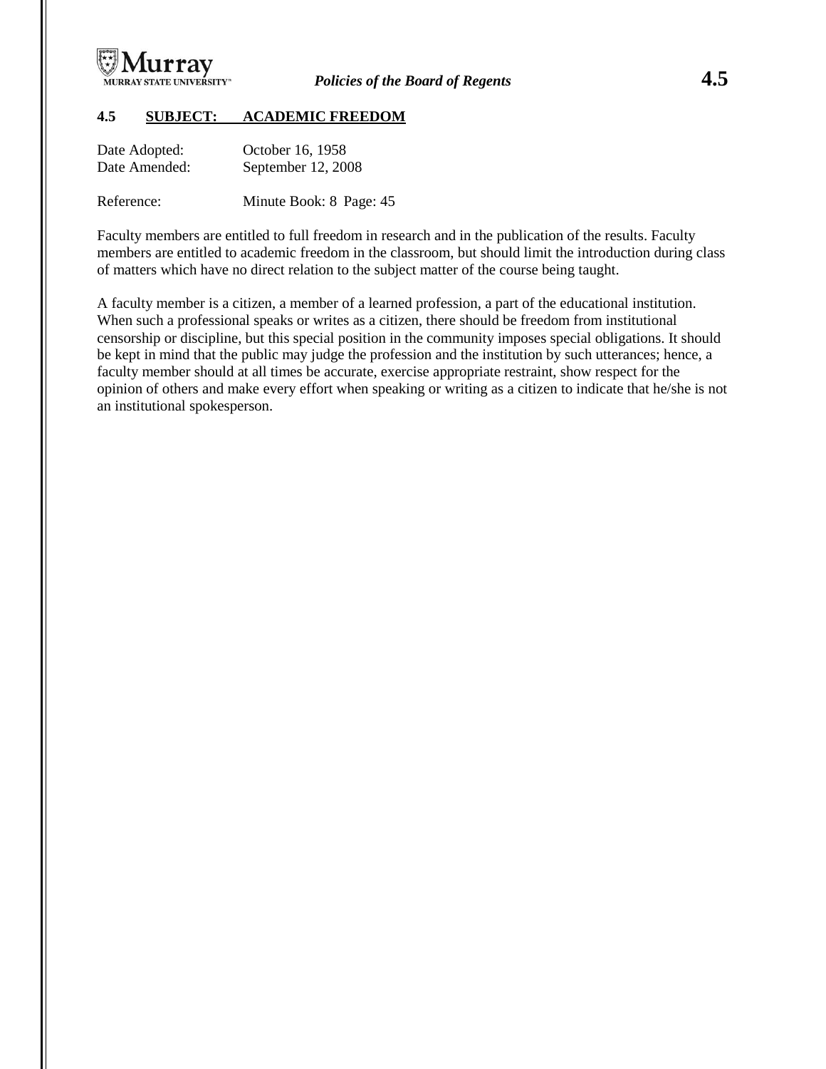## 4.5 SUBJECT: ACADEMIC FREEDOM

Date Adopted: October 16, 1958
Date Amended: September 12, 2008

Reference: Minute Book: 8 Page: 45

Faculty members are entitled to full freedom in research and in the publication of the results. Faculty members are entitled to academic freedom in the classroom, but should limit the introduction during class of matters which have no direct relation to the subject matter of the course being taught.

A faculty member is a citizen, a member of a learned profession, a part of the educational institution. When such a professional speaks or writes as a citizen, there should be freedom from institutional censorship or discipline, but this special position in the community imposes special obligations. It should be kept in mind that the public may judge the profession and the institution by such utterances; hence, a faculty member should at all times be accurate, exercise appropriate restraint, show respect for the opinion of others and make every effort when speaking or writing as a citizen to indicate that he/she is not an institutional spokesperson.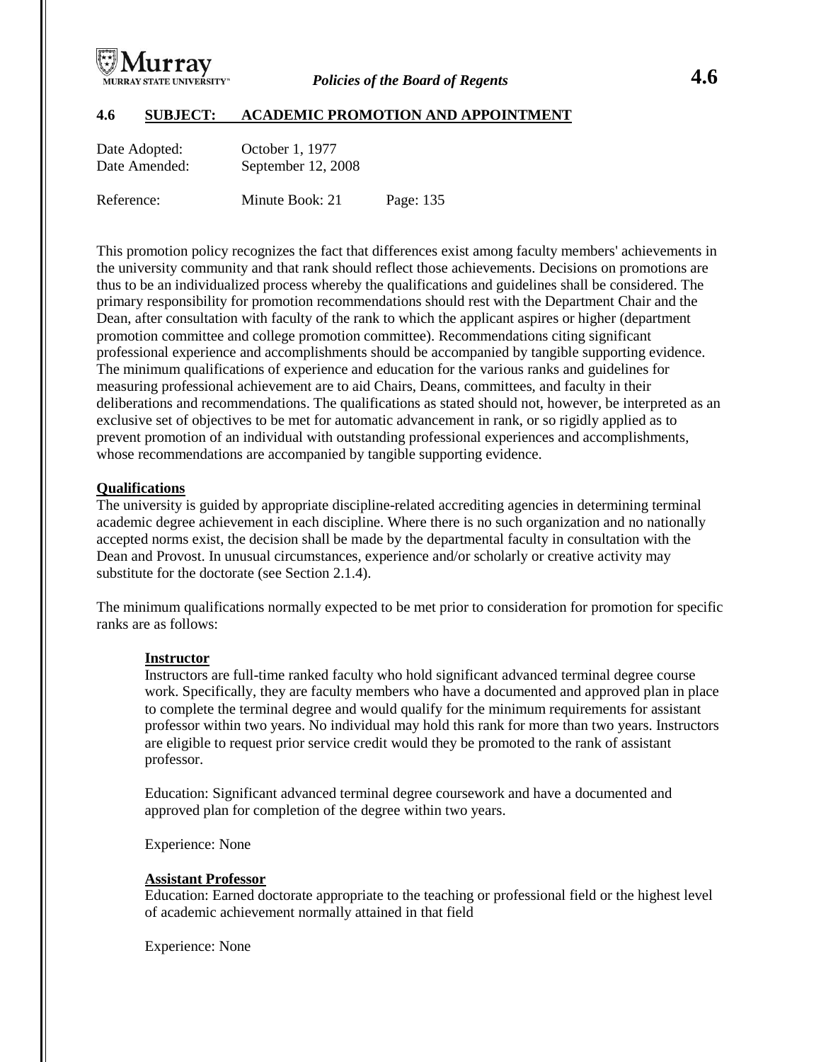# 4.6 SUBJECT: ACADEMIC PROMOTION AND APPOINTMENT

Date Adopted: October 1, 1977
Date Amended: September 12, 2008

Reference: Minute Book: 21 Page: 135

This promotion policy recognizes the fact that differences exist among faculty members' achievements in the university community and that rank should reflect those achievements. Decisions on promotions are thus to be an individualized process whereby the qualifications and guidelines shall be considered. The primary responsibility for promotion recommendations should rest with the Department Chair and the Dean, after consultation with faculty of the rank to which the applicant aspires or higher (department promotion committee and college promotion committee). Recommendations citing significant professional experience and accomplishments should be accompanied by tangible supporting evidence. The minimum qualifications of experience and education for the various ranks and guidelines for measuring professional achievement are to aid Chairs, Deans, committees, and faculty in their deliberations and recommendations. The qualifications as stated should not, however, be interpreted as an exclusive set of objectives to be met for automatic advancement in rank, or so rigidly applied as to prevent promotion of an individual with outstanding professional experiences and accomplishments, whose recommendations are accompanied by tangible supporting evidence.

## Qualifications

The university is guided by appropriate discipline-related accrediting agencies in determining terminal academic degree achievement in each discipline. Where there is no such organization and no nationally accepted norms exist, the decision shall be made by the departmental faculty in consultation with the Dean and Provost. In unusual circumstances, experience and/or scholarly or creative activity may substitute for the doctorate (see Section 2.1.4).

The minimum qualifications normally expected to be met prior to consideration for promotion for specific ranks are as follows:

### Instructor

Instructors are full-time ranked faculty who hold significant advanced terminal degree course work. Specifically, they are faculty members who have a documented and approved plan in place to complete the terminal degree and would qualify for the minimum requirements for assistant professor within two years. No individual may hold this rank for more than two years. Instructors are eligible to request prior service credit would they be promoted to the rank of assistant professor.

Education: Significant advanced terminal degree coursework and have a documented and approved plan for completion of the degree within two years.

Experience: None

### Assistant Professor

Education: Earned doctorate appropriate to the teaching or professional field or the highest level of academic achievement normally attained in that field

Experience: None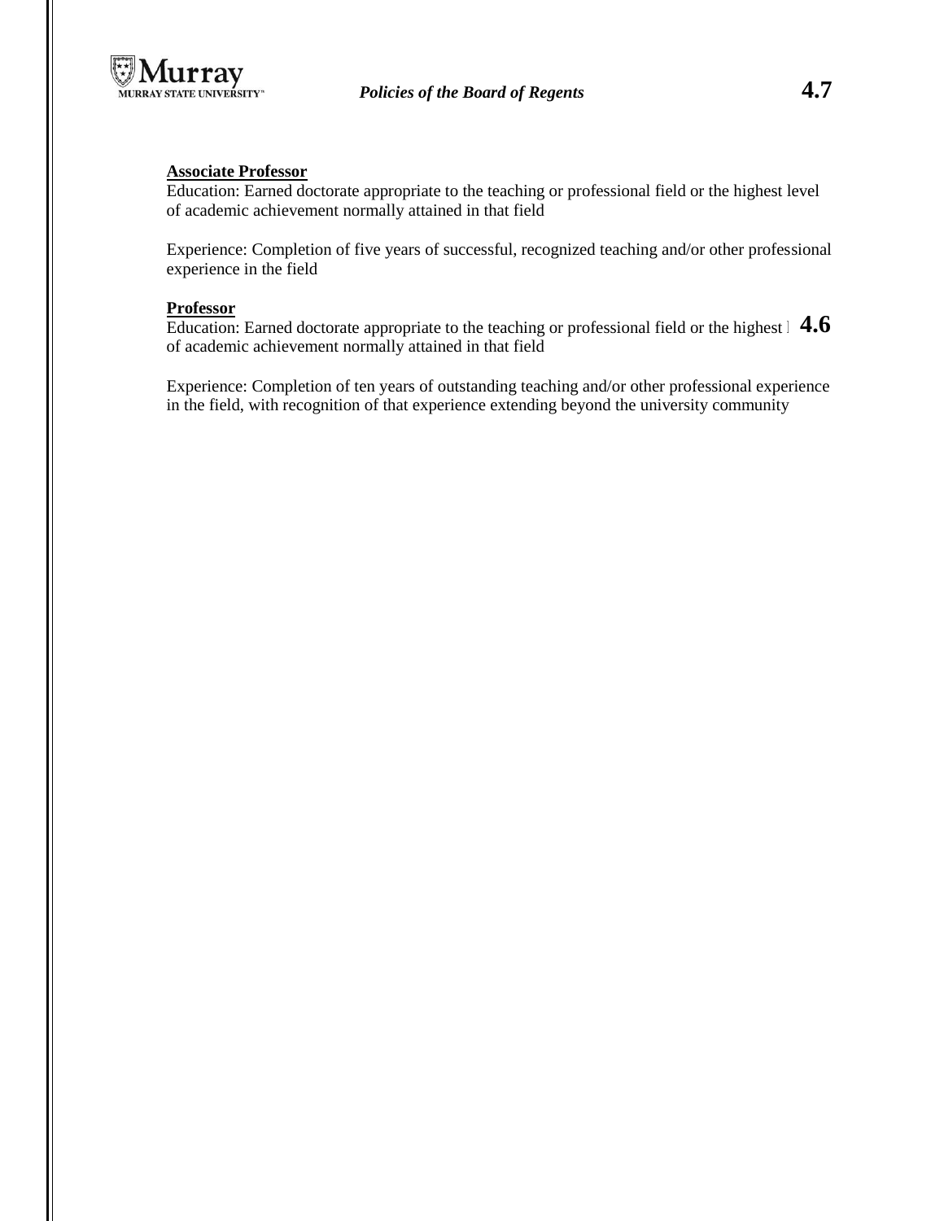**Associate Professor**
Education: Earned doctorate appropriate to the teaching or professional field or the highest level of academic achievement normally attained in that field

Experience: Completion of five years of successful, recognized teaching and/or other professional experience in the field

**Professor**
Education: Earned doctorate appropriate to the teaching or professional field or the highest level of academic achievement normally attained in that field

Experience: Completion of ten years of outstanding teaching and/or other professional experience in the field, with recognition of that experience extending beyond the university community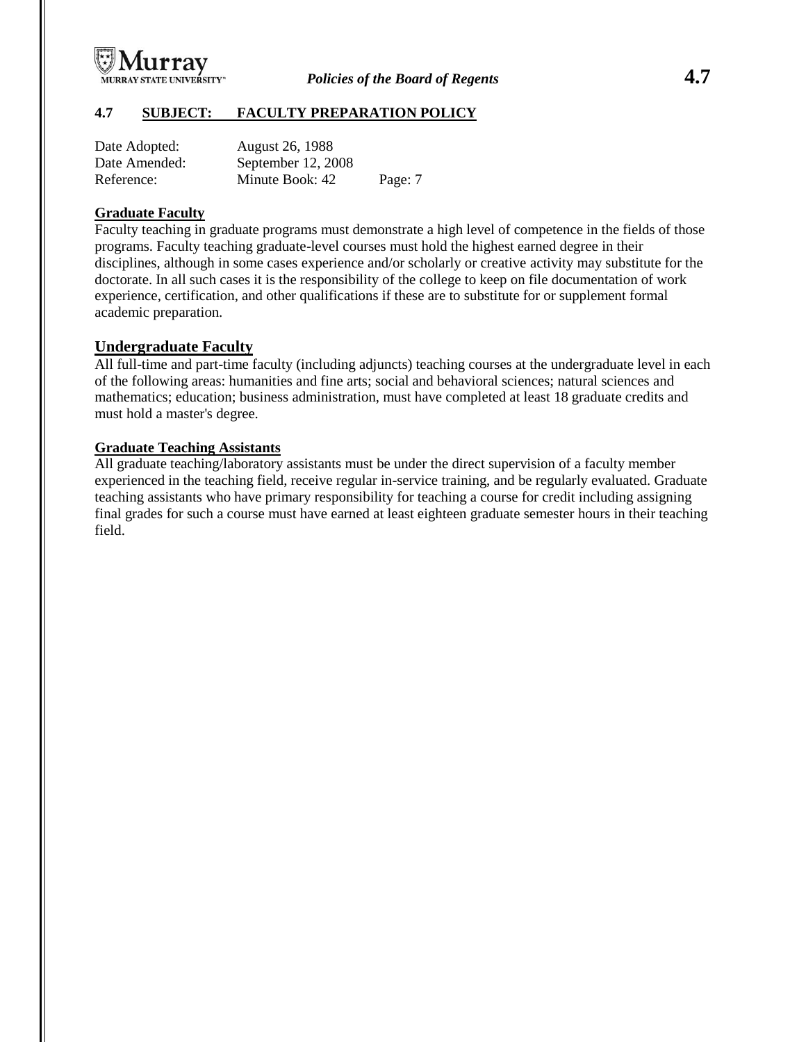## 4.7 SUBJECT: FACULTY PREPARATION POLICY

| | | |
|---|---|---|
| Date Adopted: | August 26, 1988 | |
| Date Amended: | September 12, 2008 | |
| Reference: | Minute Book: 42 | Page: 7 |

### Graduate Faculty

Faculty teaching in graduate programs must demonstrate a high level of competence in the fields of those programs. Faculty teaching graduate-level courses must hold the highest earned degree in their disciplines, although in some cases experience and/or scholarly or creative activity may substitute for the doctorate. In all such cases it is the responsibility of the college to keep on file documentation of work experience, certification, and other qualifications if these are to substitute for or supplement formal academic preparation.

### Undergraduate Faculty

All full-time and part-time faculty (including adjuncts) teaching courses at the undergraduate level in each of the following areas: humanities and fine arts; social and behavioral sciences; natural sciences and mathematics; education; business administration, must have completed at least 18 graduate credits and must hold a master's degree.

### Graduate Teaching Assistants

All graduate teaching/laboratory assistants must be under the direct supervision of a faculty member experienced in the teaching field, receive regular in-service training, and be regularly evaluated. Graduate teaching assistants who have primary responsibility for teaching a course for credit including assigning final grades for such a course must have earned at least eighteen graduate semester hours in their teaching field.